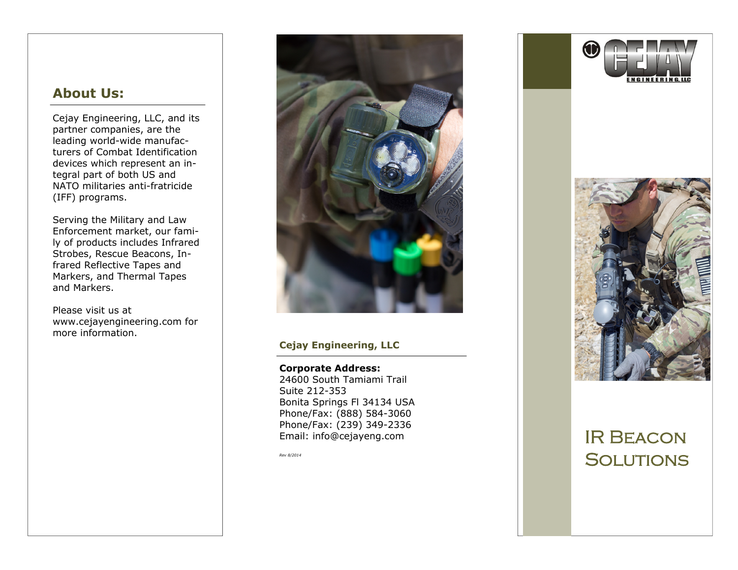## About Us:

Cejay Engineering, LLC, and its partner companies, are the leading world-wide manufacturers of Combat Identification devices which represent an integral part of both US and NATO militaries anti-fratricide (IFF) programs.

Serving the Military and Law Enforcement market, our family of products includes Infrared Strobes, Rescue Beacons, Infrared Reflective Tapes and Markers, and Thermal Tapes and Markers.

Please visit us at www.cejayengineering.com for more information.

### Cejay Engineering, LLC

**Corporate Address:**
24600 South Tamiami Trail
Suite 212-353
Bonita Springs Fl 34134 USA
Phone/Fax: (888) 584-3060
Phone/Fax: (239) 349-2336
Email: info@cejayeng.com

*Rev 8/2014*

CEJAY ENGINEERING, LLC

# IR Beacon Solutions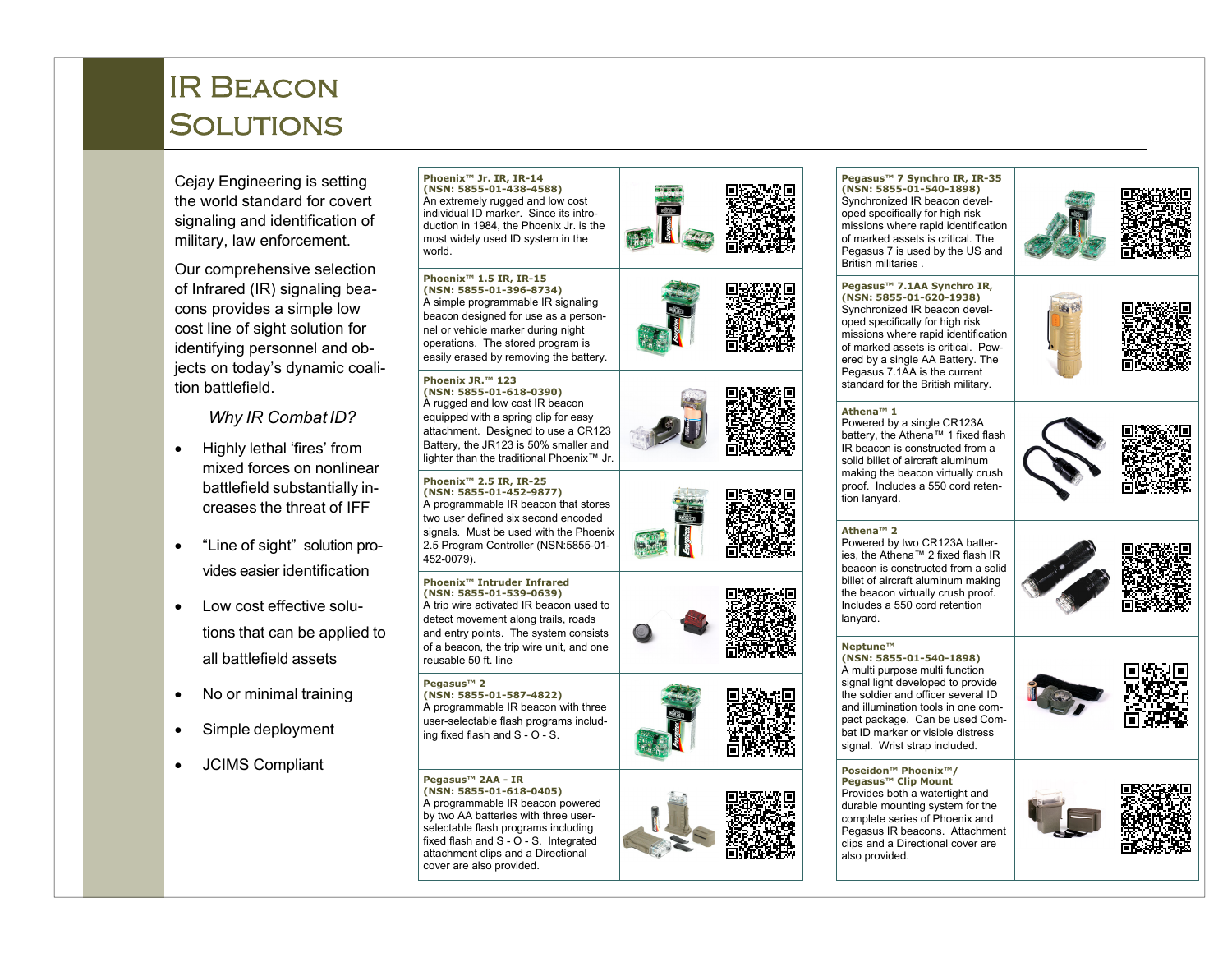# IR Beacon Solutions

Cejay Engineering is setting the world standard for covert signaling and identification of military, law enforcement.

Our comprehensive selection of Infrared (IR) signaling beacons provides a simple low cost line of sight solution for identifying personnel and objects on today's dynamic coalition battlefield.

*Why IR Combat ID?*

- Highly lethal 'fires' from mixed forces on nonlinear battlefield substantially increases the threat of IFF
- "Line of sight" solution provides easier identification
- Low cost effective solutions that can be applied to all battlefield assets
- No or minimal training
- Simple deployment
- JCIMS Compliant

**Phoenix™ Jr. IR, IR-14**
**(NSN: 5855-01-438-4588)**
An extremely rugged and low cost individual ID marker. Since its introduction in 1984, the Phoenix Jr. is the most widely used ID system in the world.

**Phoenix™ 1.5 IR, IR-15**
**(NSN: 5855-01-396-8734)**
A simple programmable IR signaling beacon designed for use as a personnel or vehicle marker during night operations. The stored program is easily erased by removing the battery.

**Phoenix JR.™ 123**
**(NSN: 5855-01-618-0390)**
A rugged and low cost IR beacon equipped with a spring clip for easy attachment. Designed to use a CR123 Battery, the JR123 is 50% smaller and lighter than the traditional Phoenix™ Jr.

**Phoenix™ 2.5 IR, IR-25**
**(NSN: 5855-01-452-9877)**
A programmable IR beacon that stores two user defined six second encoded signals. Must be used with the Phoenix 2.5 Program Controller (NSN:5855-01-452-0079).

**Phoenix™ Intruder Infrared**
**(NSN: 5855-01-539-0639)**
A trip wire activated IR beacon used to detect movement along trails, roads and entry points. The system consists of a beacon, the trip wire unit, and one reusable 50 ft. line

**Pegasus™ 2**
**(NSN: 5855-01-587-4822)**
A programmable IR beacon with three user-selectable flash programs including fixed flash and S - O - S.

**Pegasus™ 2AA - IR**
**(NSN: 5855-01-618-0405)**
A programmable IR beacon powered by two AA batteries with three user-selectable flash programs including fixed flash and S - O - S. Integrated attachment clips and a Directional cover are also provided.

**Pegasus™ 7 Synchro IR, IR-35**
**(NSN: 5855-01-540-1898)**
Synchronized IR beacon developed specifically for high risk missions where rapid identification of marked assets is critical. The Pegasus 7 is used by the US and British militaries .

**Pegasus™ 7.1AA Synchro IR,**
**(NSN: 5855-01-620-1938)**
Synchronized IR beacon developed specifically for high risk missions where rapid identification of marked assets is critical. Powered by a single AA Battery. The Pegasus 7.1AA is the current standard for the British military.

**Athena™ 1**
Powered by a single CR123A battery, the Athena™ 1 fixed flash IR beacon is constructed from a solid billet of aircraft aluminum making the beacon virtually crush proof. Includes a 550 cord retention lanyard.

**Athena™ 2**
Powered by two CR123A batteries, the Athena™ 2 fixed flash IR beacon is constructed from a solid billet of aircraft aluminum making the beacon virtually crush proof. Includes a 550 cord retention lanyard.

**Neptune™**
**(NSN: 5855-01-540-1898)**
A multi purpose multi function signal light developed to provide the soldier and officer several ID and illumination tools in one compact package. Can be used Combat ID marker or visible distress signal. Wrist strap included.

**Poseidon™ Phoenix™/**
**Pegasus™ Clip Mount**
Provides both a watertight and durable mounting system for the complete series of Phoenix and Pegasus IR beacons. Attachment clips and a Directional cover are also provided.